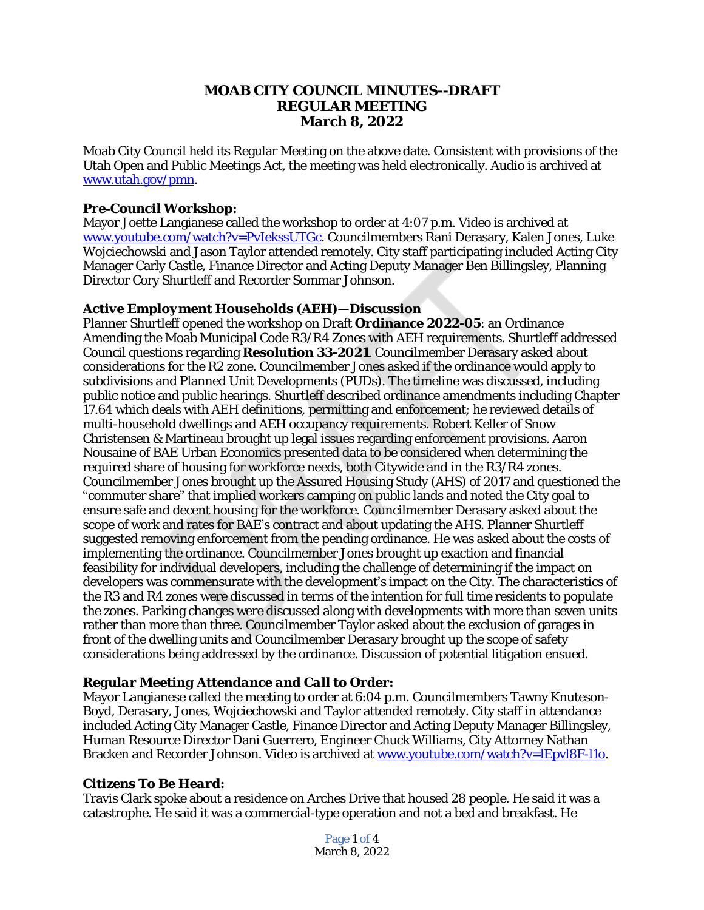# MOAB CITY COUNCIL MINUTES--DRAFT
## REGULAR MEETING
## March 8, 2022

Moab City Council held its Regular Meeting on the above date. Consistent with provisions of the Utah Open and Public Meetings Act, the meeting was held electronically. Audio is archived at www.utah.gov/pmn.

**Pre-Council Workshop:**
Mayor Joette Langianese called the workshop to order at 4:07 p.m. Video is archived at www.youtube.com/watch?v=PvIekssUTGc. Councilmembers Rani Derasary, Kalen Jones, Luke Wojciechowski and Jason Taylor attended remotely. City staff participating included Acting City Manager Carly Castle, Finance Director and Acting Deputy Manager Ben Billingsley, Planning Director Cory Shurtleff and Recorder Sommar Johnson.

**Active Employment Households (AEH)—Discussion**
Planner Shurtleff opened the workshop on Draft **Ordinance 2022-05**: an Ordinance Amending the Moab Municipal Code R3/R4 Zones with AEH requirements. Shurtleff addressed Council questions regarding **Resolution 33-2021**. Councilmember Derasary asked about considerations for the R2 zone. Councilmember Jones asked if the ordinance would apply to subdivisions and Planned Unit Developments (PUDs). The timeline was discussed, including public notice and public hearings. Shurtleff described ordinance amendments including Chapter 17.64 which deals with AEH definitions, permitting and enforcement; he reviewed details of multi-household dwellings and AEH occupancy requirements. Robert Keller of Snow Christensen & Martineau brought up legal issues regarding enforcement provisions. Aaron Nousaine of BAE Urban Economics presented data to be considered when determining the required share of housing for workforce needs, both Citywide and in the R3/R4 zones. Councilmember Jones brought up the Assured Housing Study (AHS) of 2017 and questioned the "commuter share" that implied workers camping on public lands and noted the City goal to ensure safe and decent housing for the workforce. Councilmember Derasary asked about the scope of work and rates for BAE's contract and about updating the AHS. Planner Shurtleff suggested removing enforcement from the pending ordinance. He was asked about the costs of implementing the ordinance. Councilmember Jones brought up exaction and financial feasibility for individual developers, including the challenge of determining if the impact on developers was commensurate with the development's impact on the City. The characteristics of the R3 and R4 zones were discussed in terms of the intention for full time residents to populate the zones. Parking changes were discussed along with developments with more than seven units rather than more than three. Councilmember Taylor asked about the exclusion of garages in front of the dwelling units and Councilmember Derasary brought up the scope of safety considerations being addressed by the ordinance. Discussion of potential litigation ensued.

***Regular Meeting Attendance and Call to Order:***
Mayor Langianese called the meeting to order at 6:04 p.m. Councilmembers Tawny Knuteson-Boyd, Derasary, Jones, Wojciechowski and Taylor attended remotely. City staff in attendance included Acting City Manager Castle, Finance Director and Acting Deputy Manager Billingsley, Human Resource Director Dani Guerrero, Engineer Chuck Williams, City Attorney Nathan Bracken and Recorder Johnson. Video is archived at www.youtube.com/watch?v=lEpvl8F-l1o.

***Citizens To Be Heard:***
Travis Clark spoke about a residence on Arches Drive that housed 28 people. He said it was a catastrophe. He said it was a commercial-type operation and not a bed and breakfast. He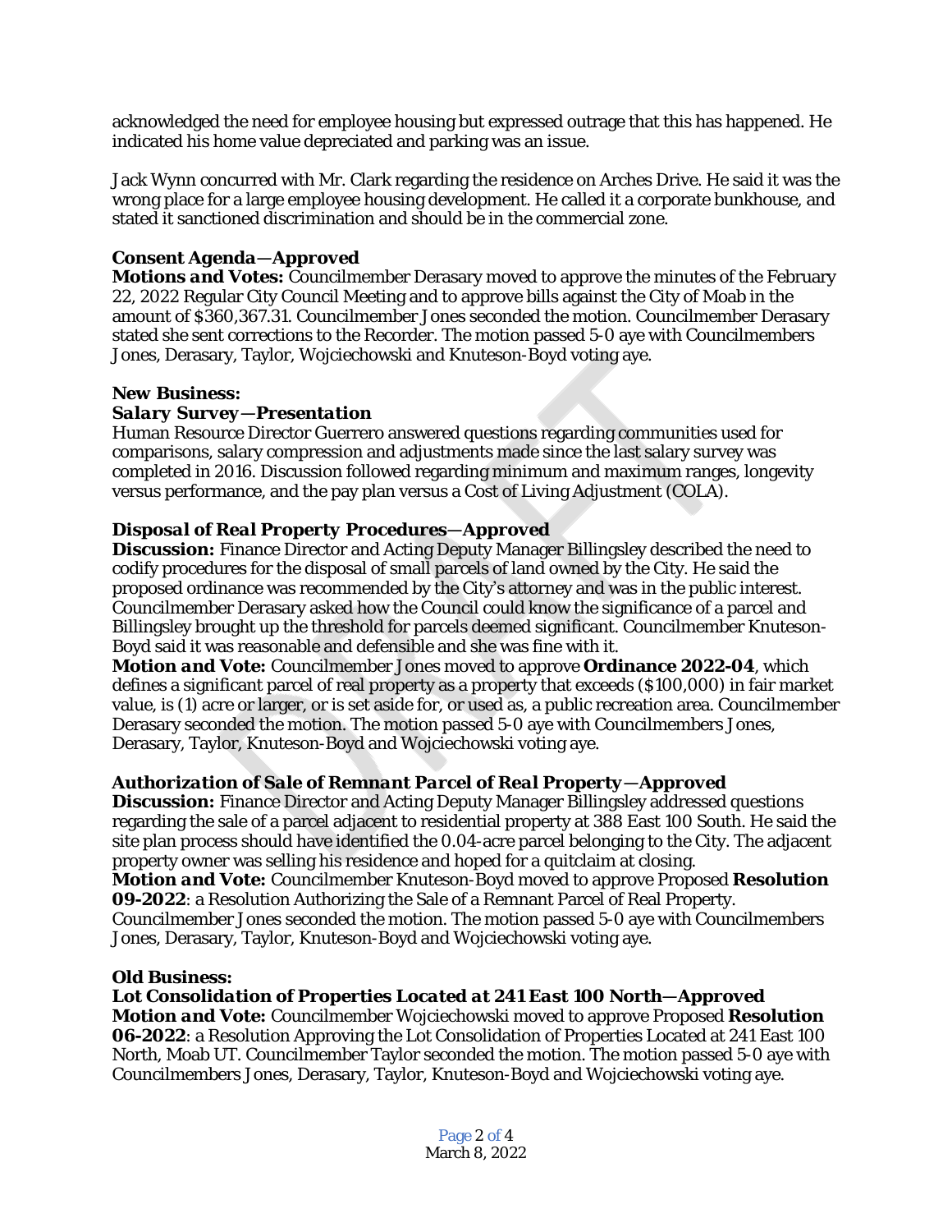acknowledged the need for employee housing but expressed outrage that this has happened. He indicated his home value depreciated and parking was an issue.

Jack Wynn concurred with Mr. Clark regarding the residence on Arches Drive. He said it was the wrong place for a large employee housing development. He called it a corporate bunkhouse, and stated it sanctioned discrimination and should be in the commercial zone.

**Consent Agenda—Approved**
***Motions and Votes:*** Councilmember Derasary moved to approve the minutes of the February 22, 2022 Regular City Council Meeting and to approve bills against the City of Moab in the amount of $360,367.31. Councilmember Jones seconded the motion. Councilmember Derasary stated she sent corrections to the Recorder. The motion passed 5-0 aye with Councilmembers Jones, Derasary, Taylor, Wojciechowski and Knuteson-Boyd voting aye.

**New Business:**
***Salary Survey—Presentation***
Human Resource Director Guerrero answered questions regarding communities used for comparisons, salary compression and adjustments made since the last salary survey was completed in 2016. Discussion followed regarding minimum and maximum ranges, longevity versus performance, and the pay plan versus a Cost of Living Adjustment (COLA).

***Disposal of Real Property Procedures—Approved***
**Discussion:** Finance Director and Acting Deputy Manager Billingsley described the need to codify procedures for the disposal of small parcels of land owned by the City. He said the proposed ordinance was recommended by the City's attorney and was in the public interest. Councilmember Derasary asked how the Council could know the significance of a parcel and Billingsley brought up the threshold for parcels deemed significant. Councilmember Knuteson-Boyd said it was reasonable and defensible and she was fine with it.
***Motion and Vote:*** Councilmember Jones moved to approve **Ordinance 2022-04**, which defines a significant parcel of real property as a property that exceeds ($100,000) in fair market value, is (1) acre or larger, or is set aside for, or used as, a public recreation area. Councilmember Derasary seconded the motion. The motion passed 5-0 aye with Councilmembers Jones, Derasary, Taylor, Knuteson-Boyd and Wojciechowski voting aye.

***Authorization of Sale of Remnant Parcel of Real Property—Approved***
**Discussion:** Finance Director and Acting Deputy Manager Billingsley addressed questions regarding the sale of a parcel adjacent to residential property at 388 East 100 South. He said the site plan process should have identified the 0.04-acre parcel belonging to the City. The adjacent property owner was selling his residence and hoped for a quitclaim at closing.
***Motion and Vote:*** Councilmember Knuteson-Boyd moved to approve Proposed **Resolution 09-2022**: a Resolution Authorizing the Sale of a Remnant Parcel of Real Property. Councilmember Jones seconded the motion. The motion passed 5-0 aye with Councilmembers Jones, Derasary, Taylor, Knuteson-Boyd and Wojciechowski voting aye.

**Old Business:**
***Lot Consolidation of Properties Located at 241 East 100 North—Approved***
***Motion and Vote:*** Councilmember Wojciechowski moved to approve Proposed **Resolution 06-2022**: a Resolution Approving the Lot Consolidation of Properties Located at 241 East 100 North, Moab UT. Councilmember Taylor seconded the motion. The motion passed 5-0 aye with Councilmembers Jones, Derasary, Taylor, Knuteson-Boyd and Wojciechowski voting aye.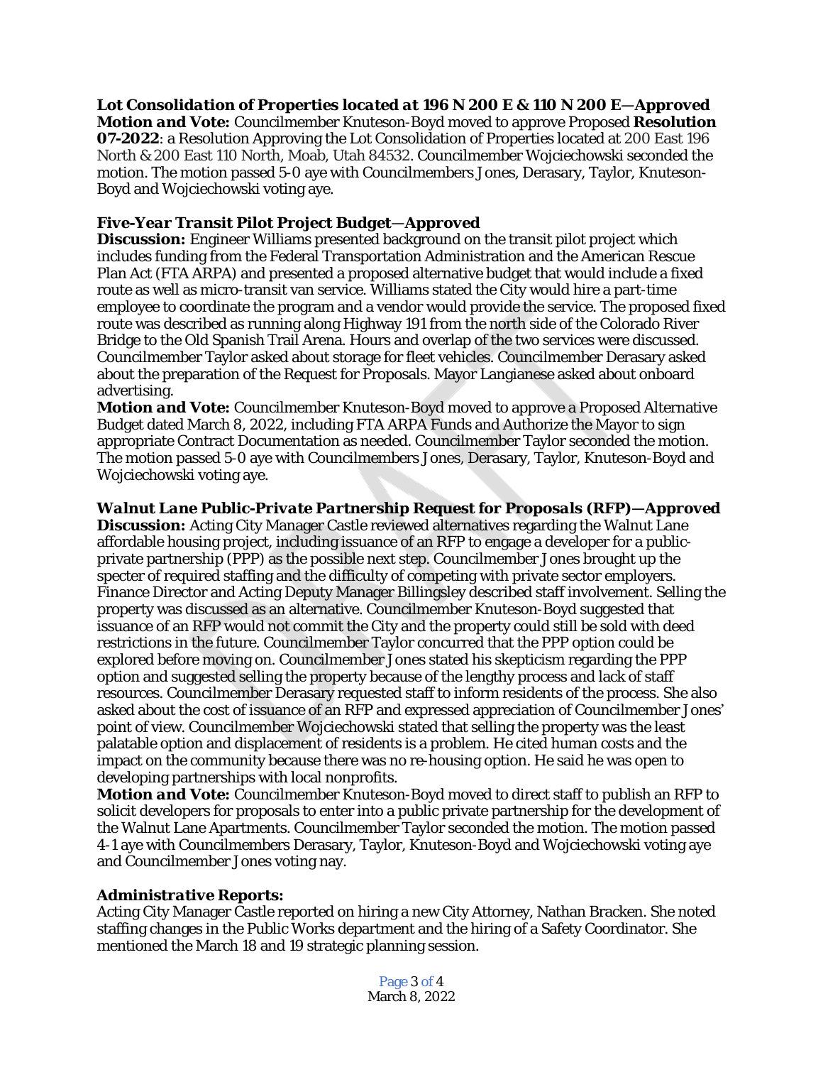### *Lot Consolidation of Properties located at 196 N 200 E & 110 N 200 E—Approved*

***Motion and Vote:*** Councilmember Knuteson-Boyd moved to approve Proposed **Resolution 07-2022**: a Resolution Approving the Lot Consolidation of Properties located at 200 East 196 North & 200 East 110 North, Moab, Utah 84532. Councilmember Wojciechowski seconded the motion. The motion passed 5-0 aye with Councilmembers Jones, Derasary, Taylor, Knuteson-Boyd and Wojciechowski voting aye.

### *Five-Year Transit Pilot Project Budget—Approved*

***Discussion:*** Engineer Williams presented background on the transit pilot project which includes funding from the Federal Transportation Administration and the American Rescue Plan Act (FTA ARPA) and presented a proposed alternative budget that would include a fixed route as well as micro-transit van service. Williams stated the City would hire a part-time employee to coordinate the program and a vendor would provide the service. The proposed fixed route was described as running along Highway 191 from the north side of the Colorado River Bridge to the Old Spanish Trail Arena. Hours and overlap of the two services were discussed. Councilmember Taylor asked about storage for fleet vehicles. Councilmember Derasary asked about the preparation of the Request for Proposals. Mayor Langianese asked about onboard advertising.

***Motion and Vote:*** Councilmember Knuteson-Boyd moved to approve a Proposed Alternative Budget dated March 8, 2022, including FTA ARPA Funds and Authorize the Mayor to sign appropriate Contract Documentation as needed. Councilmember Taylor seconded the motion. The motion passed 5-0 aye with Councilmembers Jones, Derasary, Taylor, Knuteson-Boyd and Wojciechowski voting aye.

### *Walnut Lane Public-Private Partnership Request for Proposals (RFP)—Approved*

***Discussion:*** Acting City Manager Castle reviewed alternatives regarding the Walnut Lane affordable housing project, including issuance of an RFP to engage a developer for a public-private partnership (PPP) as the possible next step. Councilmember Jones brought up the specter of required staffing and the difficulty of competing with private sector employers. Finance Director and Acting Deputy Manager Billingsley described staff involvement. Selling the property was discussed as an alternative. Councilmember Knuteson-Boyd suggested that issuance of an RFP would not commit the City and the property could still be sold with deed restrictions in the future. Councilmember Taylor concurred that the PPP option could be explored before moving on. Councilmember Jones stated his skepticism regarding the PPP option and suggested selling the property because of the lengthy process and lack of staff resources. Councilmember Derasary requested staff to inform residents of the process. She also asked about the cost of issuance of an RFP and expressed appreciation of Councilmember Jones' point of view. Councilmember Wojciechowski stated that selling the property was the least palatable option and displacement of residents is a problem. He cited human costs and the impact on the community because there was no re-housing option. He said he was open to developing partnerships with local nonprofits.

***Motion and Vote:*** Councilmember Knuteson-Boyd moved to direct staff to publish an RFP to solicit developers for proposals to enter into a public private partnership for the development of the Walnut Lane Apartments. Councilmember Taylor seconded the motion. The motion passed 4-1 aye with Councilmembers Derasary, Taylor, Knuteson-Boyd and Wojciechowski voting aye and Councilmember Jones voting nay.

### *Administrative Reports:*

Acting City Manager Castle reported on hiring a new City Attorney, Nathan Bracken. She noted staffing changes in the Public Works department and the hiring of a Safety Coordinator. She mentioned the March 18 and 19 strategic planning session.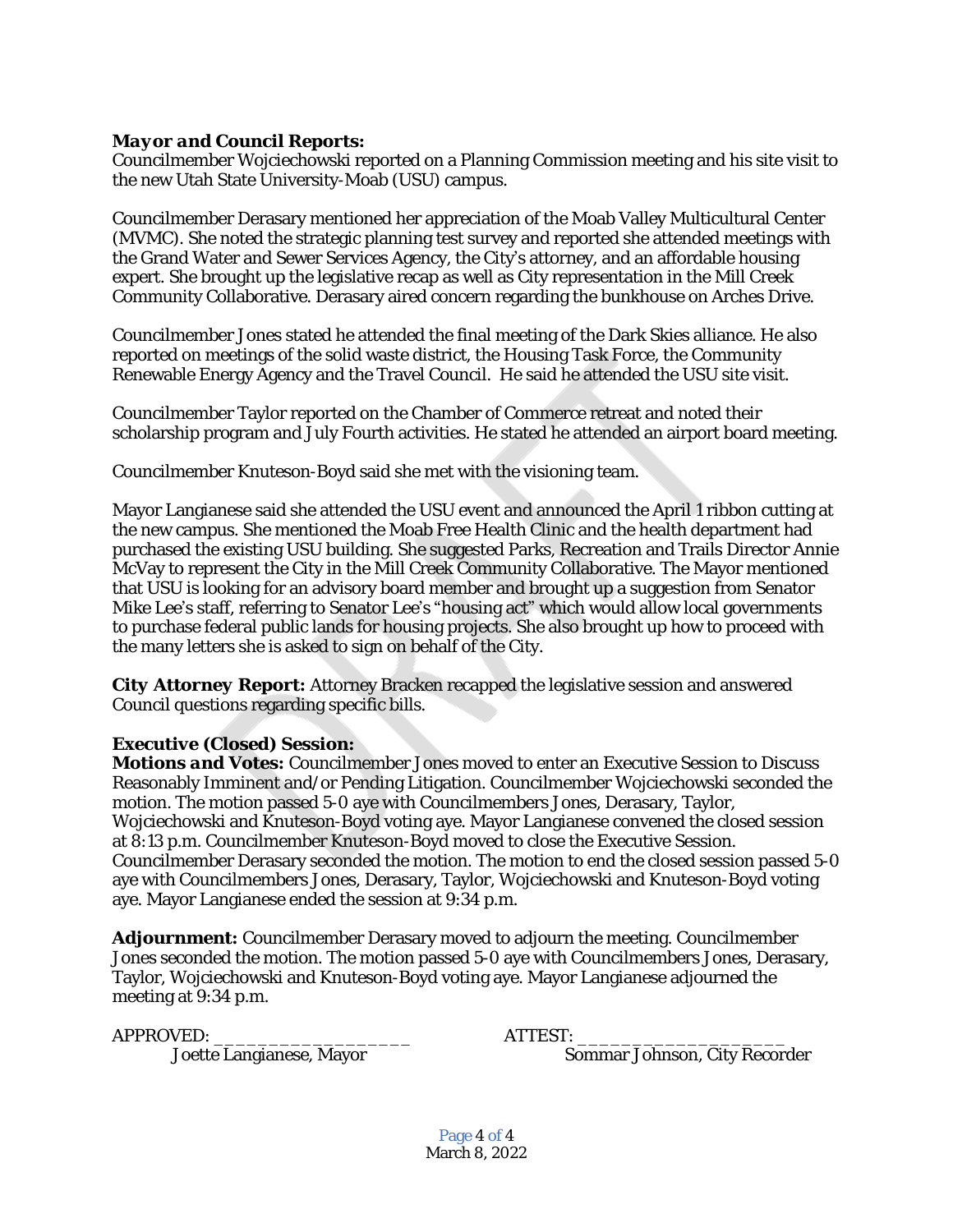***Mayor and Council Reports:***
Councilmember Wojciechowski reported on a Planning Commission meeting and his site visit to the new Utah State University-Moab (USU) campus.

Councilmember Derasary mentioned her appreciation of the Moab Valley Multicultural Center (MVMC). She noted the strategic planning test survey and reported she attended meetings with the Grand Water and Sewer Services Agency, the City's attorney, and an affordable housing expert. She brought up the legislative recap as well as City representation in the Mill Creek Community Collaborative. Derasary aired concern regarding the bunkhouse on Arches Drive.

Councilmember Jones stated he attended the final meeting of the Dark Skies alliance. He also reported on meetings of the solid waste district, the Housing Task Force, the Community Renewable Energy Agency and the Travel Council. He said he attended the USU site visit.

Councilmember Taylor reported on the Chamber of Commerce retreat and noted their scholarship program and July Fourth activities. He stated he attended an airport board meeting.

Councilmember Knuteson-Boyd said she met with the visioning team.

Mayor Langianese said she attended the USU event and announced the April 1 ribbon cutting at the new campus. She mentioned the Moab Free Health Clinic and the health department had purchased the existing USU building. She suggested Parks, Recreation and Trails Director Annie McVay to represent the City in the Mill Creek Community Collaborative. The Mayor mentioned that USU is looking for an advisory board member and brought up a suggestion from Senator Mike Lee's staff, referring to Senator Lee's "housing act" which would allow local governments to purchase federal public lands for housing projects. She also brought up how to proceed with the many letters she is asked to sign on behalf of the City.

***City Attorney Report:*** Attorney Bracken recapped the legislative session and answered Council questions regarding specific bills.

***Executive (Closed) Session:***
***Motions and Votes:*** Councilmember Jones moved to enter an Executive Session to Discuss Reasonably Imminent and/or Pending Litigation. Councilmember Wojciechowski seconded the motion. The motion passed 5-0 aye with Councilmembers Jones, Derasary, Taylor, Wojciechowski and Knuteson-Boyd voting aye. Mayor Langianese convened the closed session at 8:13 p.m. Councilmember Knuteson-Boyd moved to close the Executive Session. Councilmember Derasary seconded the motion. The motion to end the closed session passed 5-0 aye with Councilmembers Jones, Derasary, Taylor, Wojciechowski and Knuteson-Boyd voting aye. Mayor Langianese ended the session at 9:34 p.m.

***Adjournment:*** Councilmember Derasary moved to adjourn the meeting. Councilmember Jones seconded the motion. The motion passed 5-0 aye with Councilmembers Jones, Derasary, Taylor, Wojciechowski and Knuteson-Boyd voting aye. Mayor Langianese adjourned the meeting at 9:34 p.m.

APPROVED: ___________________
Joette Langianese, Mayor

ATTEST: ____________________
Sommar Johnson, City Recorder